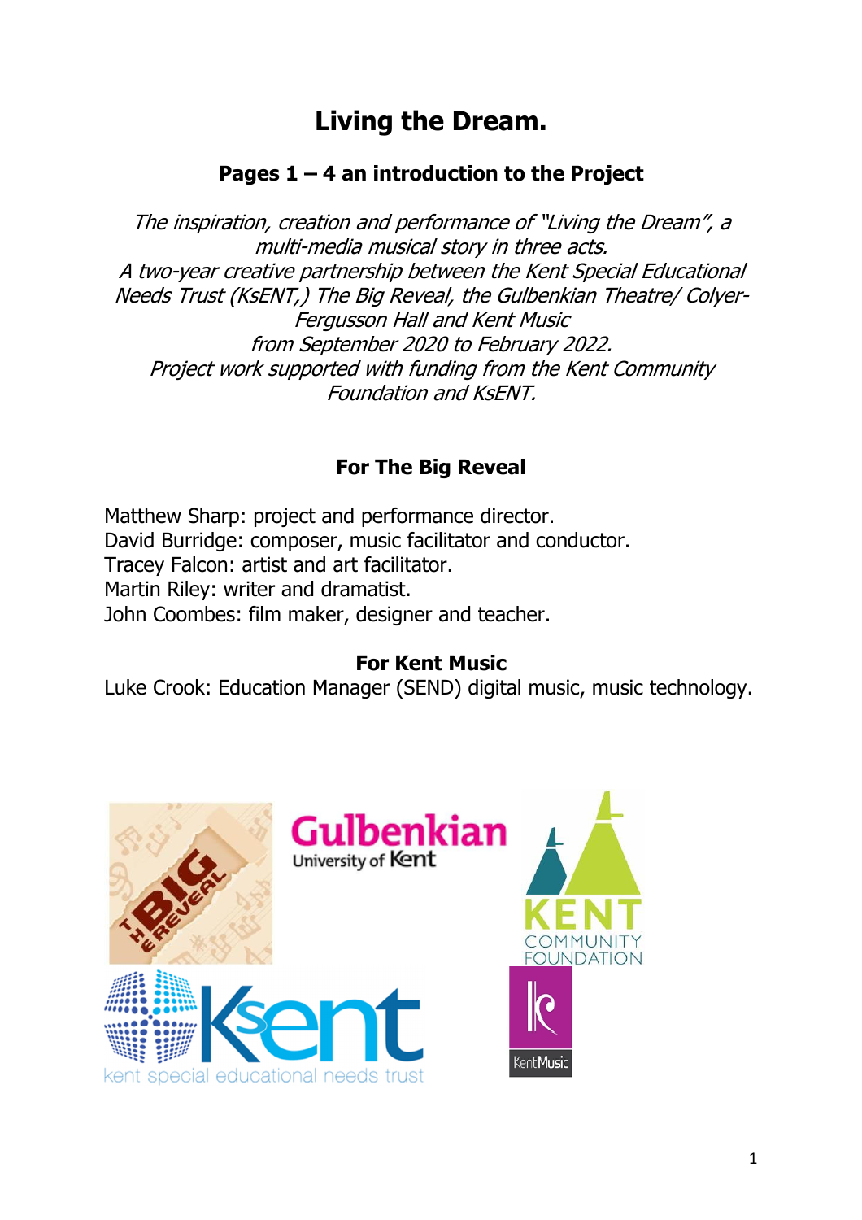# Living the Dream.

## Pages 1 – 4 an introduction to the Project

*The inspiration, creation and performance of "Living the Dream", a multi-media musical story in three acts.*
*A two-year creative partnership between the Kent Special Educational Needs Trust (KsENT,) The Big Reveal, the Gulbenkian Theatre/ Colyer-Fergusson Hall and Kent Music*
*from September 2020 to February 2022.*
*Project work supported with funding from the Kent Community Foundation and KsENT.*

### For The Big Reveal

Matthew Sharp: project and performance director.
David Burridge: composer, music facilitator and conductor.
Tracey Falcon: artist and art facilitator.
Martin Riley: writer and dramatist.
John Coombes: film maker, designer and teacher.

### For Kent Music

Luke Crook: Education Manager (SEND) digital music, music technology.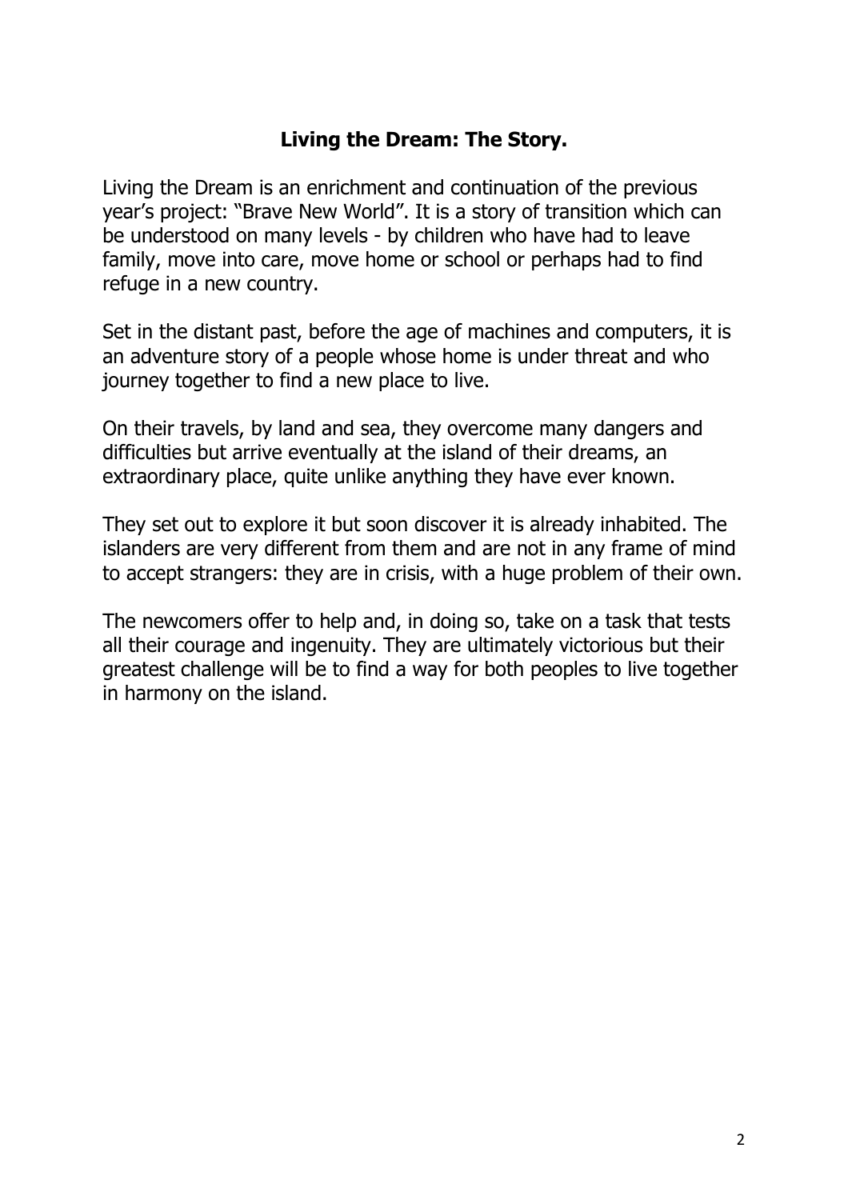## Living the Dream: The Story.

Living the Dream is an enrichment and continuation of the previous year's project: "Brave New World". It is a story of transition which can be understood on many levels - by children who have had to leave family, move into care, move home or school or perhaps had to find refuge in a new country.

Set in the distant past, before the age of machines and computers, it is an adventure story of a people whose home is under threat and who journey together to find a new place to live.

On their travels, by land and sea, they overcome many dangers and difficulties but arrive eventually at the island of their dreams, an extraordinary place, quite unlike anything they have ever known.

They set out to explore it but soon discover it is already inhabited. The islanders are very different from them and are not in any frame of mind to accept strangers: they are in crisis, with a huge problem of their own.

The newcomers offer to help and, in doing so, take on a task that tests all their courage and ingenuity. They are ultimately victorious but their greatest challenge will be to find a way for both peoples to live together in harmony on the island.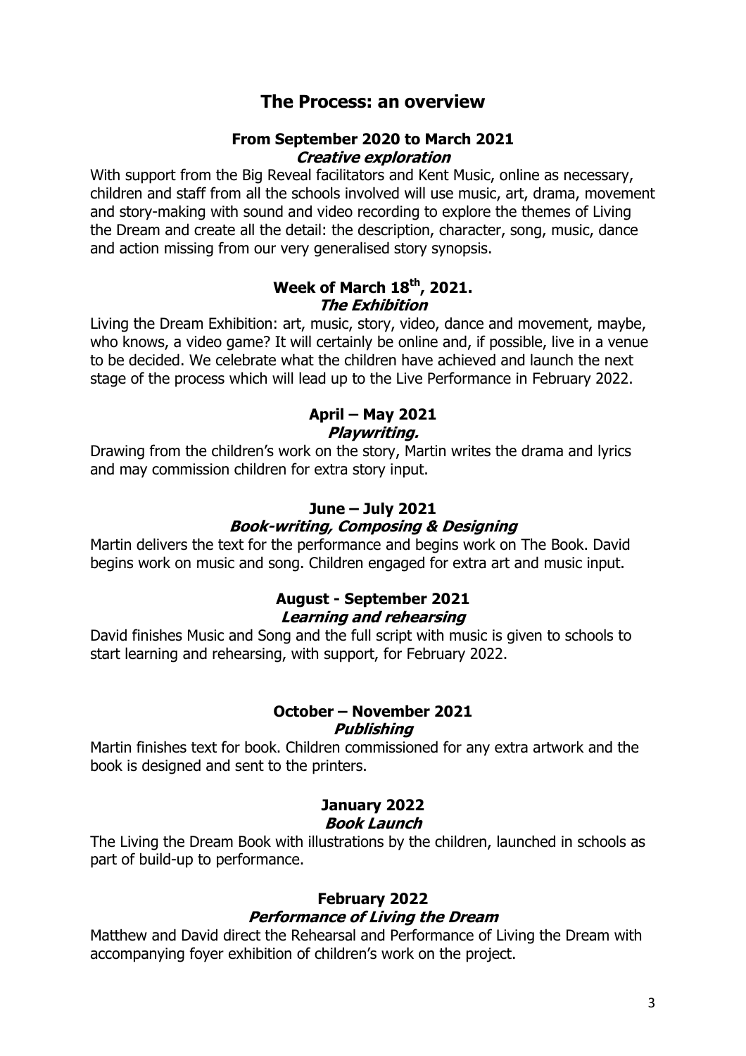# The Process: an overview

### From September 2020 to March 2021

***Creative exploration***

With support from the Big Reveal facilitators and Kent Music, online as necessary, children and staff from all the schools involved will use music, art, drama, movement and story-making with sound and video recording to explore the themes of Living the Dream and create all the detail: the description, character, song, music, dance and action missing from our very generalised story synopsis.

### Week of March 18th, 2021.

***The Exhibition***

Living the Dream Exhibition: art, music, story, video, dance and movement, maybe, who knows, a video game? It will certainly be online and, if possible, live in a venue to be decided. We celebrate what the children have achieved and launch the next stage of the process which will lead up to the Live Performance in February 2022.

### April – May 2021

***Playwriting.***

Drawing from the children's work on the story, Martin writes the drama and lyrics and may commission children for extra story input.

### June – July 2021

***Book-writing, Composing & Designing***

Martin delivers the text for the performance and begins work on The Book. David begins work on music and song. Children engaged for extra art and music input.

### August - September 2021

***Learning and rehearsing***

David finishes Music and Song and the full script with music is given to schools to start learning and rehearsing, with support, for February 2022.

### October – November 2021

***Publishing***

Martin finishes text for book. Children commissioned for any extra artwork and the book is designed and sent to the printers.

### January 2022

***Book Launch***

The Living the Dream Book with illustrations by the children, launched in schools as part of build-up to performance.

### February 2022

***Performance of Living the Dream***

Matthew and David direct the Rehearsal and Performance of Living the Dream with accompanying foyer exhibition of children's work on the project.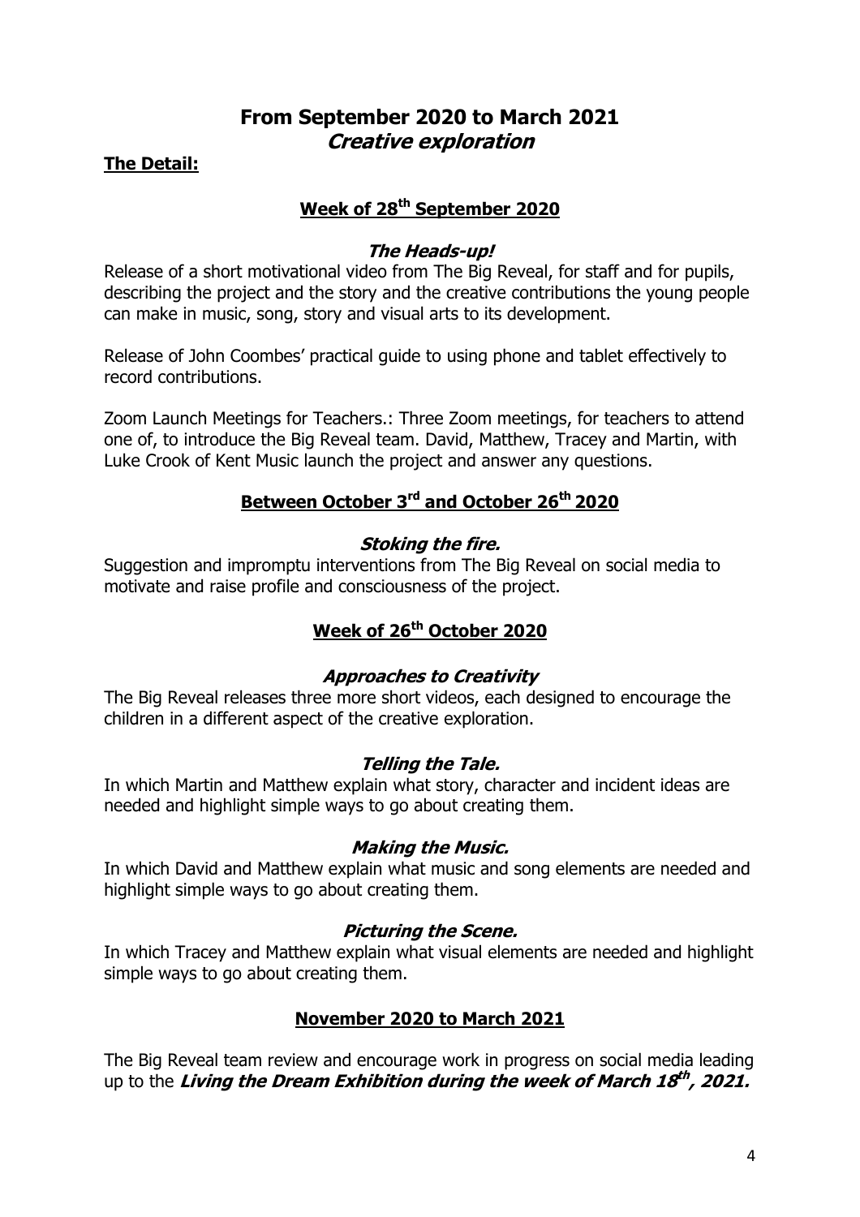# From September 2020 to March 2021
## *Creative exploration*

**The Detail:**

### Week of 28th September 2020

***The Heads-up!***

Release of a short motivational video from The Big Reveal, for staff and for pupils, describing the project and the story and the creative contributions the young people can make in music, song, story and visual arts to its development.

Release of John Coombes' practical guide to using phone and tablet effectively to record contributions.

Zoom Launch Meetings for Teachers.: Three Zoom meetings, for teachers to attend one of, to introduce the Big Reveal team. David, Matthew, Tracey and Martin, with Luke Crook of Kent Music launch the project and answer any questions.

### Between October 3rd and October 26th 2020

***Stoking the fire.***

Suggestion and impromptu interventions from The Big Reveal on social media to motivate and raise profile and consciousness of the project.

### Week of 26th October 2020

***Approaches to Creativity***

The Big Reveal releases three more short videos, each designed to encourage the children in a different aspect of the creative exploration.

***Telling the Tale.***

In which Martin and Matthew explain what story, character and incident ideas are needed and highlight simple ways to go about creating them.

***Making the Music.***

In which David and Matthew explain what music and song elements are needed and highlight simple ways to go about creating them.

***Picturing the Scene.***

In which Tracey and Matthew explain what visual elements are needed and highlight simple ways to go about creating them.

### November 2020 to March 2021

The Big Reveal team review and encourage work in progress on social media leading up to the ***Living the Dream Exhibition during the week of March 18th, 2021.***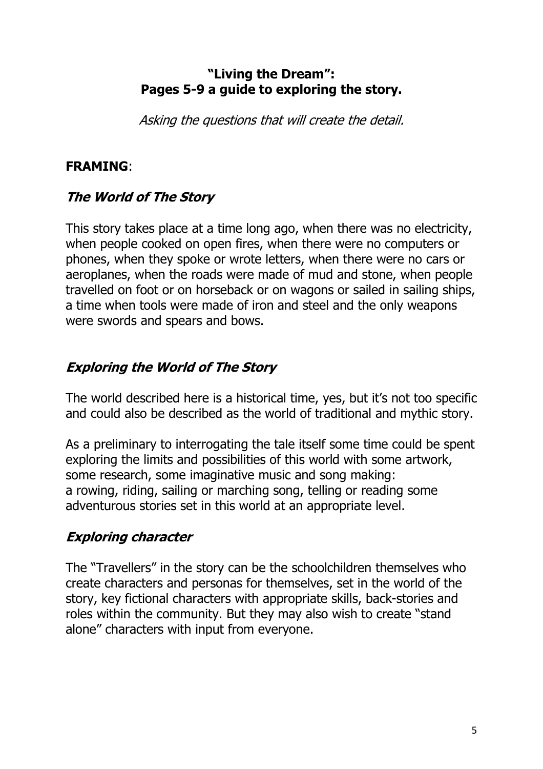# "Living the Dream": Pages 5-9 a guide to exploring the story.

*Asking the questions that will create the detail.*

**FRAMING**:

## *The World of The Story*

This story takes place at a time long ago, when there was no electricity, when people cooked on open fires, when there were no computers or phones, when they spoke or wrote letters, when there were no cars or aeroplanes, when the roads were made of mud and stone, when people travelled on foot or on horseback or on wagons or sailed in sailing ships, a time when tools were made of iron and steel and the only weapons were swords and spears and bows.

## *Exploring the World of The Story*

The world described here is a historical time, yes, but it's not too specific and could also be described as the world of traditional and mythic story.

As a preliminary to interrogating the tale itself some time could be spent exploring the limits and possibilities of this world with some artwork, some research, some imaginative music and song making:
a rowing, riding, sailing or marching song, telling or reading some adventurous stories set in this world at an appropriate level.

## *Exploring character*

The "Travellers" in the story can be the schoolchildren themselves who create characters and personas for themselves, set in the world of the story, key fictional characters with appropriate skills, back-stories and roles within the community. But they may also wish to create "stand alone" characters with input from everyone.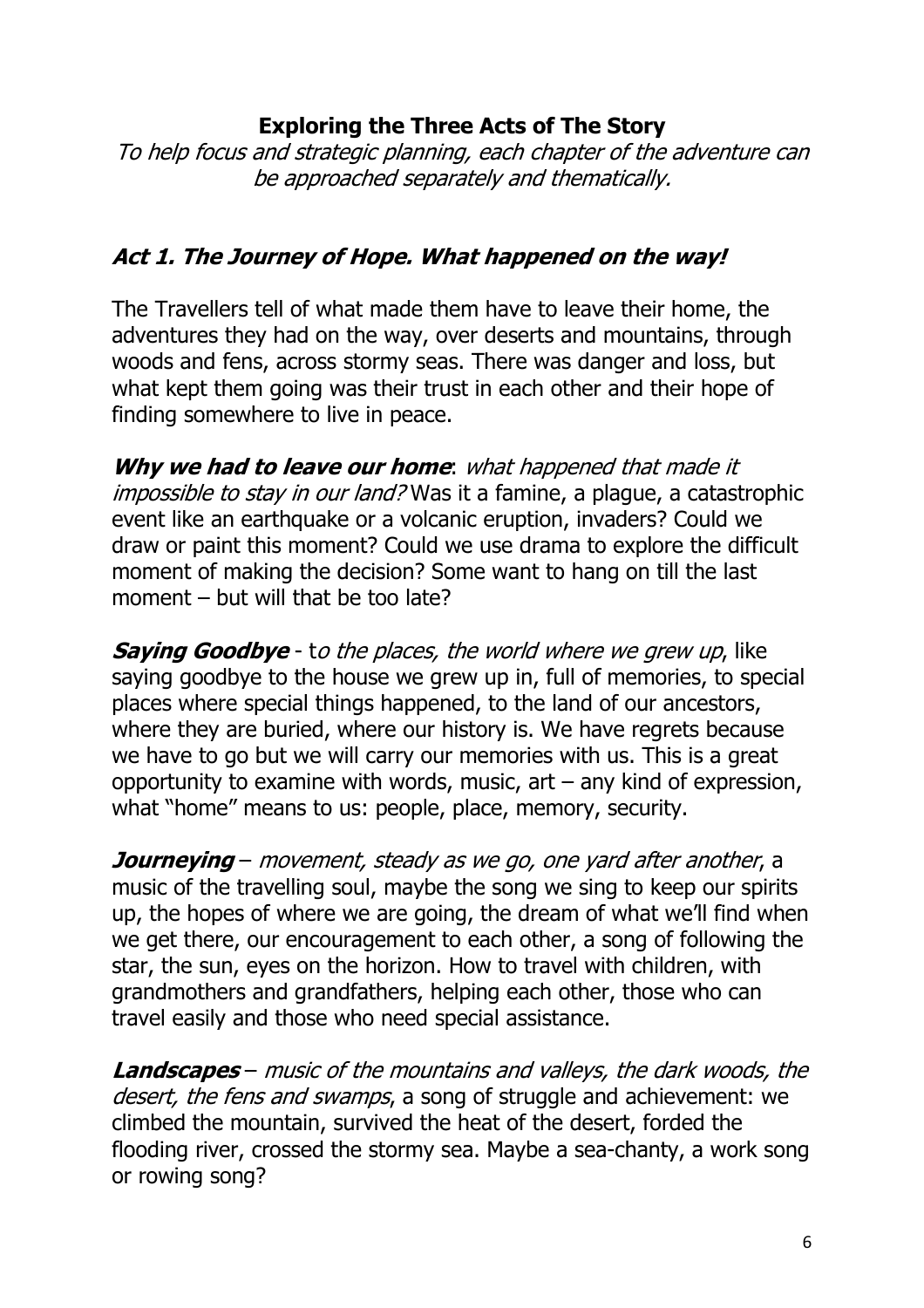## Exploring the Three Acts of The Story

*To help focus and strategic planning, each chapter of the adventure can be approached separately and thematically.*

### *Act 1. The Journey of Hope. What happened on the way!*

The Travellers tell of what made them have to leave their home, the adventures they had on the way, over deserts and mountains, through woods and fens, across stormy seas. There was danger and loss, but what kept them going was their trust in each other and their hope of finding somewhere to live in peace.

***Why we had to leave our home***: *what happened that made it impossible to stay in our land?* Was it a famine, a plague, a catastrophic event like an earthquake or a volcanic eruption, invaders? Could we draw or paint this moment? Could we use drama to explore the difficult moment of making the decision? Some want to hang on till the last moment – but will that be too late?

***Saying Goodbye*** - t*o the places, the world where we grew up*, like saying goodbye to the house we grew up in, full of memories, to special places where special things happened, to the land of our ancestors, where they are buried, where our history is. We have regrets because we have to go but we will carry our memories with us. This is a great opportunity to examine with words, music, art – any kind of expression, what "home" means to us: people, place, memory, security.

***Journeying*** – *movement, steady as we go, one yard after another*, a music of the travelling soul, maybe the song we sing to keep our spirits up, the hopes of where we are going, the dream of what we'll find when we get there, our encouragement to each other, a song of following the star, the sun, eyes on the horizon. How to travel with children, with grandmothers and grandfathers, helping each other, those who can travel easily and those who need special assistance.

***Landscapes*** – *music of the mountains and valleys, the dark woods, the desert, the fens and swamps*, a song of struggle and achievement: we climbed the mountain, survived the heat of the desert, forded the flooding river, crossed the stormy sea. Maybe a sea-chanty, a work song or rowing song?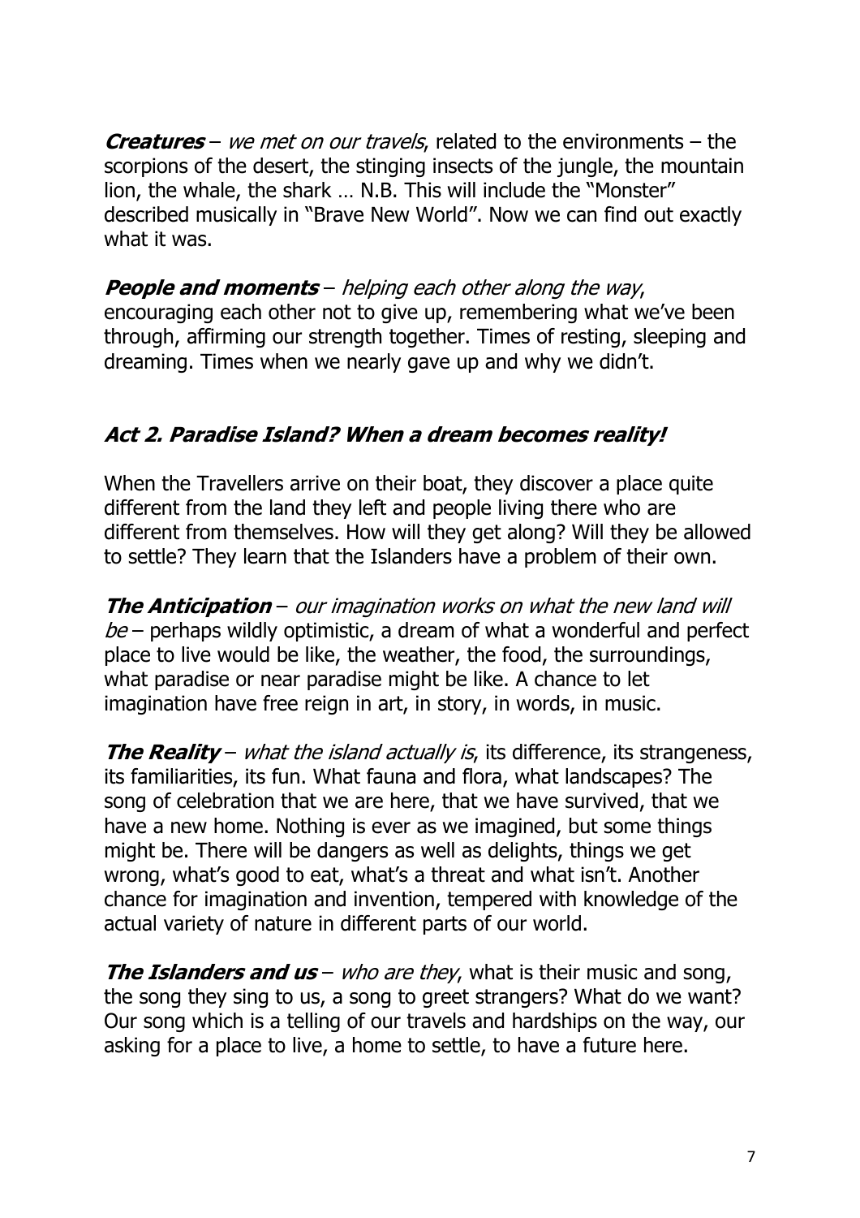***Creatures*** – *we met on our travels*, related to the environments – the scorpions of the desert, the stinging insects of the jungle, the mountain lion, the whale, the shark … N.B. This will include the "Monster" described musically in "Brave New World". Now we can find out exactly what it was.

***People and moments*** – *helping each other along the way*, encouraging each other not to give up, remembering what we've been through, affirming our strength together. Times of resting, sleeping and dreaming. Times when we nearly gave up and why we didn't.

## ***Act 2. Paradise Island? When a dream becomes reality!***

When the Travellers arrive on their boat, they discover a place quite different from the land they left and people living there who are different from themselves. How will they get along? Will they be allowed to settle? They learn that the Islanders have a problem of their own.

***The Anticipation*** – *our imagination works on what the new land will be* – perhaps wildly optimistic, a dream of what a wonderful and perfect place to live would be like, the weather, the food, the surroundings, what paradise or near paradise might be like. A chance to let imagination have free reign in art, in story, in words, in music.

***The Reality*** – *what the island actually is*, its difference, its strangeness, its familiarities, its fun. What fauna and flora, what landscapes? The song of celebration that we are here, that we have survived, that we have a new home. Nothing is ever as we imagined, but some things might be. There will be dangers as well as delights, things we get wrong, what's good to eat, what's a threat and what isn't. Another chance for imagination and invention, tempered with knowledge of the actual variety of nature in different parts of our world.

***The Islanders and us*** – *who are they*, what is their music and song, the song they sing to us, a song to greet strangers? What do we want? Our song which is a telling of our travels and hardships on the way, our asking for a place to live, a home to settle, to have a future here.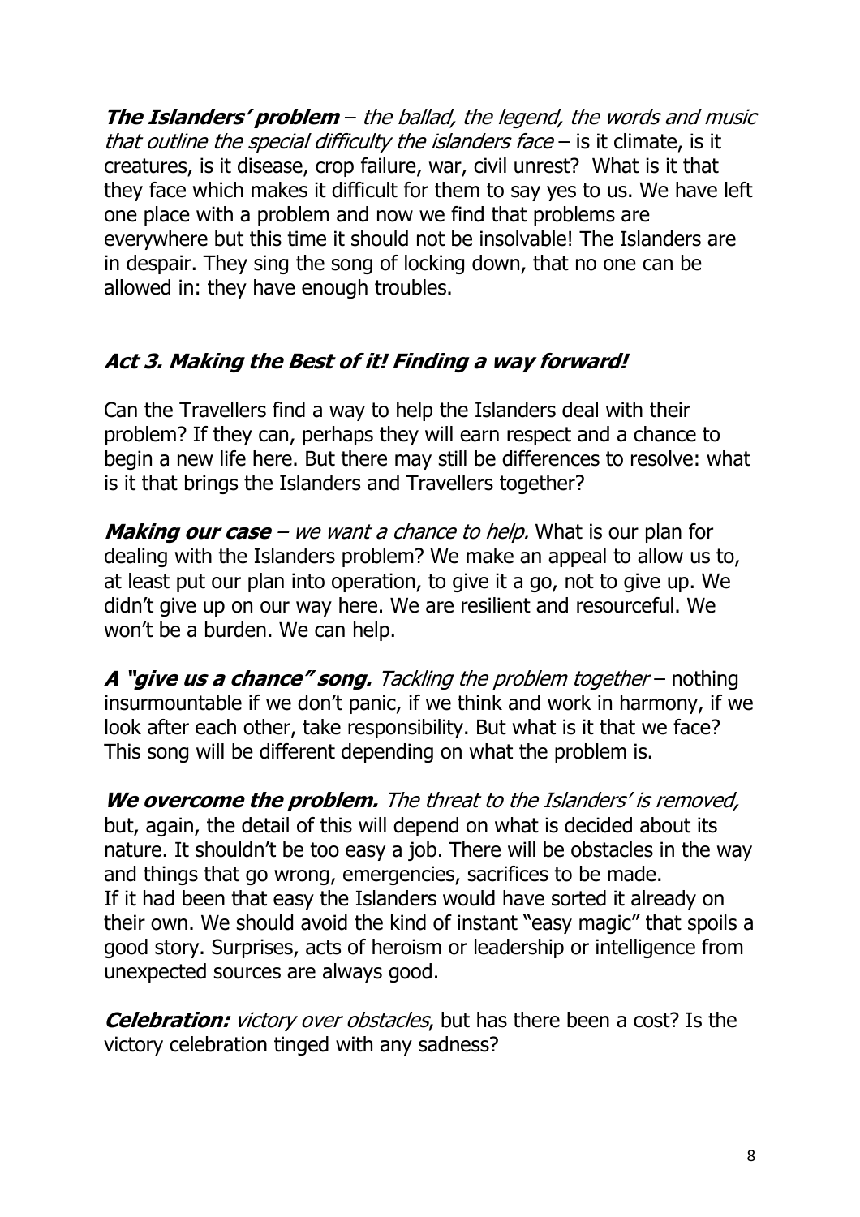**The Islanders' problem** – *the ballad, the legend, the words and music that outline the special difficulty the islanders face* – is it climate, is it creatures, is it disease, crop failure, war, civil unrest? What is it that they face which makes it difficult for them to say yes to us. We have left one place with a problem and now we find that problems are everywhere but this time it should not be insolvable! The Islanders are in despair. They sing the song of locking down, that no one can be allowed in: they have enough troubles.

## *Act 3. Making the Best of it! Finding a way forward!*

Can the Travellers find a way to help the Islanders deal with their problem? If they can, perhaps they will earn respect and a chance to begin a new life here. But there may still be differences to resolve: what is it that brings the Islanders and Travellers together?

***Making our case*** – *we want a chance to help.* What is our plan for dealing with the Islanders problem? We make an appeal to allow us to, at least put our plan into operation, to give it a go, not to give up. We didn't give up on our way here. We are resilient and resourceful. We won't be a burden. We can help.

***A "give us a chance" song.*** *Tackling the problem together* – nothing insurmountable if we don't panic, if we think and work in harmony, if we look after each other, take responsibility. But what is it that we face? This song will be different depending on what the problem is.

***We overcome the problem.*** *The threat to the Islanders' is removed,* but, again, the detail of this will depend on what is decided about its nature. It shouldn't be too easy a job. There will be obstacles in the way and things that go wrong, emergencies, sacrifices to be made. If it had been that easy the Islanders would have sorted it already on their own. We should avoid the kind of instant "easy magic" that spoils a good story. Surprises, acts of heroism or leadership or intelligence from unexpected sources are always good.

***Celebration:*** *victory over obstacles*, but has there been a cost? Is the victory celebration tinged with any sadness?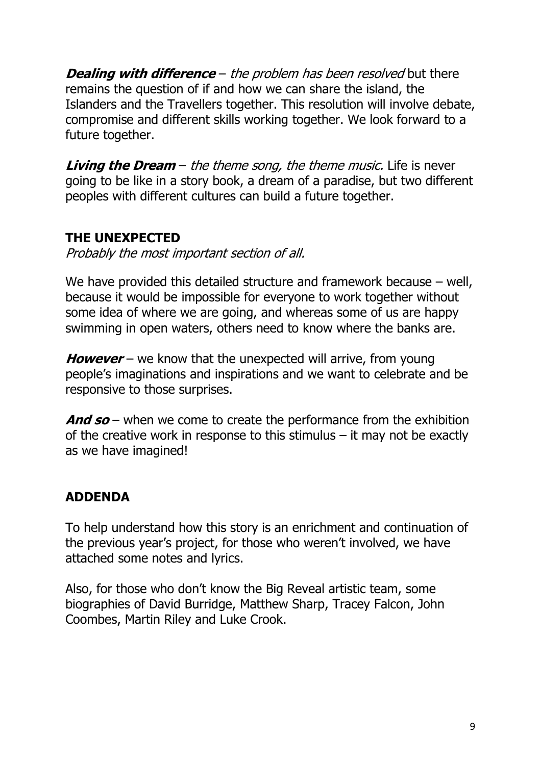***Dealing with difference*** – *the problem has been resolved* but there remains the question of if and how we can share the island, the Islanders and the Travellers together. This resolution will involve debate, compromise and different skills working together. We look forward to a future together.

***Living the Dream*** – *the theme song, the theme music.* Life is never going to be like in a story book, a dream of a paradise, but two different peoples with different cultures can build a future together.

## THE UNEXPECTED

*Probably the most important section of all.*

We have provided this detailed structure and framework because – well, because it would be impossible for everyone to work together without some idea of where we are going, and whereas some of us are happy swimming in open waters, others need to know where the banks are.

***However*** – we know that the unexpected will arrive, from young people's imaginations and inspirations and we want to celebrate and be responsive to those surprises.

***And so*** – when we come to create the performance from the exhibition of the creative work in response to this stimulus – it may not be exactly as we have imagined!

## ADDENDA

To help understand how this story is an enrichment and continuation of the previous year's project, for those who weren't involved, we have attached some notes and lyrics.

Also, for those who don't know the Big Reveal artistic team, some biographies of David Burridge, Matthew Sharp, Tracey Falcon, John Coombes, Martin Riley and Luke Crook.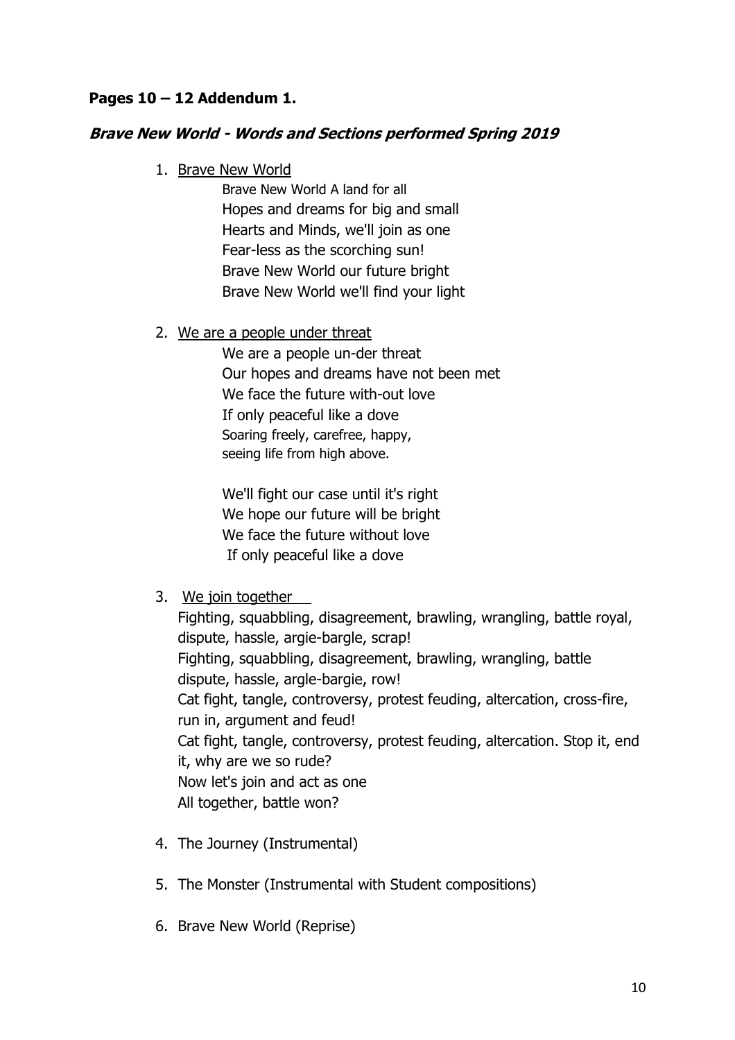**Pages 10 – 12 Addendum 1.**

***Brave New World - Words and Sections performed Spring 2019***

1. Brave New World

   Brave New World A land for all
   Hopes and dreams for big and small
   Hearts and Minds, we'll join as one
   Fear-less as the scorching sun!
   Brave New World our future bright
   Brave New World we'll find your light

2. We are a people under threat

   We are a people un-der threat
   Our hopes and dreams have not been met
   We face the future with-out love
   If only peaceful like a dove
   Soaring freely, carefree, happy,
   seeing life from high above.

   We'll fight our case until it's right
   We hope our future will be bright
   We face the future without love
   If only peaceful like a dove

3. We join together

   Fighting, squabbling, disagreement, brawling, wrangling, battle royal, dispute, hassle, argie-bargle, scrap!
   Fighting, squabbling, disagreement, brawling, wrangling, battle dispute, hassle, argle-bargie, row!
   Cat fight, tangle, controversy, protest feuding, altercation, cross-fire, run in, argument and feud!
   Cat fight, tangle, controversy, protest feuding, altercation. Stop it, end it, why are we so rude?
   Now let's join and act as one
   All together, battle won?

4. The Journey (Instrumental)

5. The Monster (Instrumental with Student compositions)

6. Brave New World (Reprise)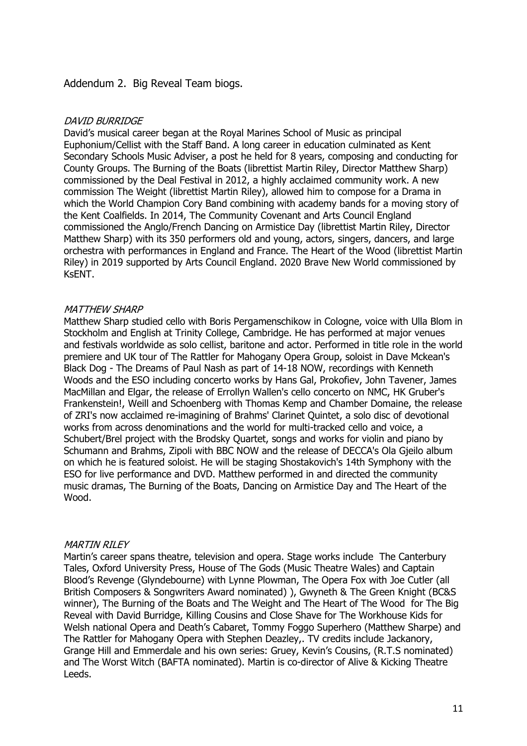Addendum 2. Big Reveal Team biogs.

*DAVID BURRIDGE*

David's musical career began at the Royal Marines School of Music as principal Euphonium/Cellist with the Staff Band. A long career in education culminated as Kent Secondary Schools Music Adviser, a post he held for 8 years, composing and conducting for County Groups. The Burning of the Boats (librettist Martin Riley, Director Matthew Sharp) commissioned by the Deal Festival in 2012, a highly acclaimed community work. A new commission The Weight (librettist Martin Riley), allowed him to compose for a Drama in which the World Champion Cory Band combining with academy bands for a moving story of the Kent Coalfields. In 2014, The Community Covenant and Arts Council England commissioned the Anglo/French Dancing on Armistice Day (librettist Martin Riley, Director Matthew Sharp) with its 350 performers old and young, actors, singers, dancers, and large orchestra with performances in England and France. The Heart of the Wood (librettist Martin Riley) in 2019 supported by Arts Council England. 2020 Brave New World commissioned by KsENT.

*MATTHEW SHARP*

Matthew Sharp studied cello with Boris Pergamenschikow in Cologne, voice with Ulla Blom in Stockholm and English at Trinity College, Cambridge. He has performed at major venues and festivals worldwide as solo cellist, baritone and actor. Performed in title role in the world premiere and UK tour of The Rattler for Mahogany Opera Group, soloist in Dave Mckean's Black Dog - The Dreams of Paul Nash as part of 14-18 NOW, recordings with Kenneth Woods and the ESO including concerto works by Hans Gal, Prokofiev, John Tavener, James MacMillan and Elgar, the release of Errollyn Wallen's cello concerto on NMC, HK Gruber's Frankenstein!, Weill and Schoenberg with Thomas Kemp and Chamber Domaine, the release of ZRI's now acclaimed re-imagining of Brahms' Clarinet Quintet, a solo disc of devotional works from across denominations and the world for multi-tracked cello and voice, a Schubert/Brel project with the Brodsky Quartet, songs and works for violin and piano by Schumann and Brahms, Zipoli with BBC NOW and the release of DECCA's Ola Gjeilo album on which he is featured soloist. He will be staging Shostakovich's 14th Symphony with the ESO for live performance and DVD. Matthew performed in and directed the community music dramas, The Burning of the Boats, Dancing on Armistice Day and The Heart of the Wood.

*MARTIN RILEY*

Martin's career spans theatre, television and opera. Stage works include The Canterbury Tales, Oxford University Press, House of The Gods (Music Theatre Wales) and Captain Blood's Revenge (Glyndebourne) with Lynne Plowman, The Opera Fox with Joe Cutler (all British Composers & Songwriters Award nominated) ), Gwyneth & The Green Knight (BC&S winner), The Burning of the Boats and The Weight and The Heart of The Wood for The Big Reveal with David Burridge, Killing Cousins and Close Shave for The Workhouse Kids for Welsh national Opera and Death's Cabaret, Tommy Foggo Superhero (Matthew Sharpe) and The Rattler for Mahogany Opera with Stephen Deazley,. TV credits include Jackanory, Grange Hill and Emmerdale and his own series: Gruey, Kevin's Cousins, (R.T.S nominated) and The Worst Witch (BAFTA nominated). Martin is co-director of Alive & Kicking Theatre Leeds.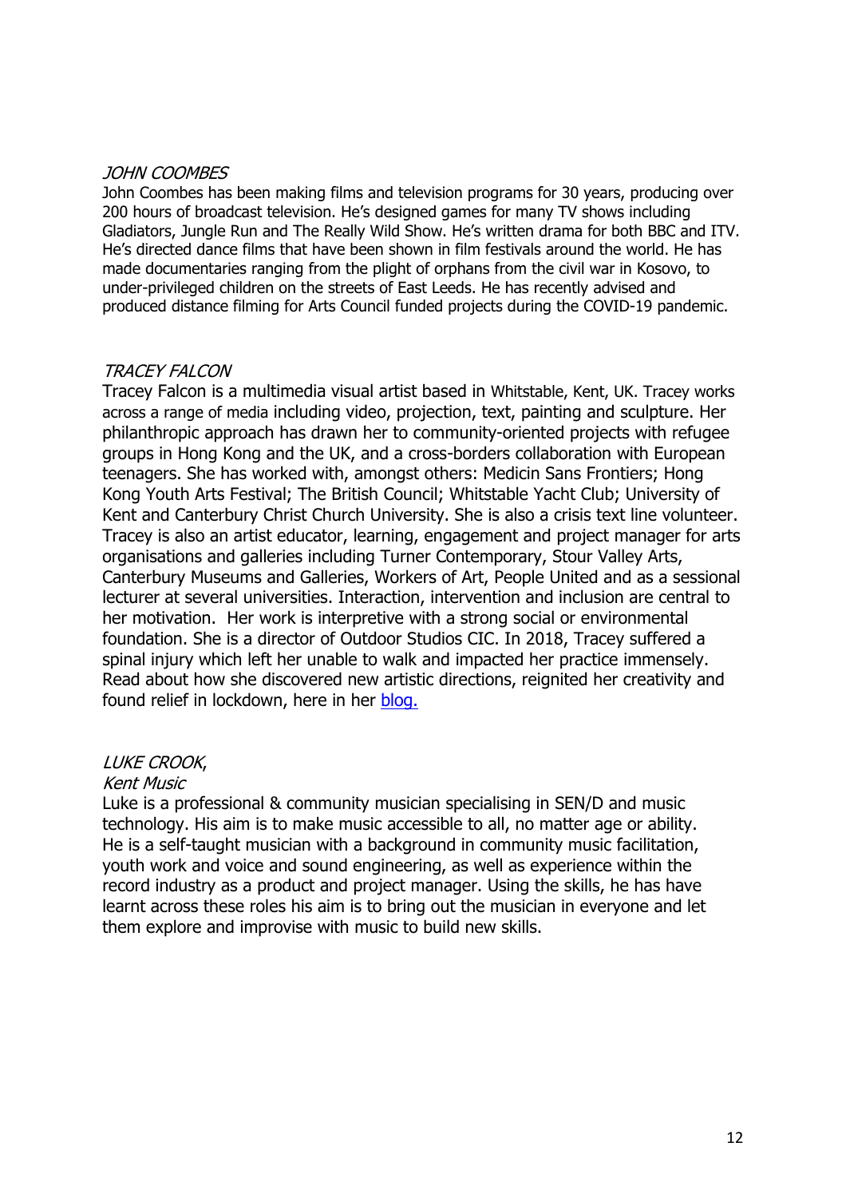### *JOHN COOMBES*

John Coombes has been making films and television programs for 30 years, producing over 200 hours of broadcast television. He's designed games for many TV shows including Gladiators, Jungle Run and The Really Wild Show. He's written drama for both BBC and ITV. He's directed dance films that have been shown in film festivals around the world. He has made documentaries ranging from the plight of orphans from the civil war in Kosovo, to under-privileged children on the streets of East Leeds. He has recently advised and produced distance filming for Arts Council funded projects during the COVID-19 pandemic.

### *TRACEY FALCON*

Tracey Falcon is a multimedia visual artist based in Whitstable, Kent, UK. Tracey works across a range of media including video, projection, text, painting and sculpture. Her philanthropic approach has drawn her to community-oriented projects with refugee groups in Hong Kong and the UK, and a cross-borders collaboration with European teenagers. She has worked with, amongst others: Medicin Sans Frontiers; Hong Kong Youth Arts Festival; The British Council; Whitstable Yacht Club; University of Kent and Canterbury Christ Church University. She is also a crisis text line volunteer. Tracey is also an artist educator, learning, engagement and project manager for arts organisations and galleries including Turner Contemporary, Stour Valley Arts, Canterbury Museums and Galleries, Workers of Art, People United and as a sessional lecturer at several universities. Interaction, intervention and inclusion are central to her motivation. Her work is interpretive with a strong social or environmental foundation. She is a director of Outdoor Studios CIC. In 2018, Tracey suffered a spinal injury which left her unable to walk and impacted her practice immensely. Read about how she discovered new artistic directions, reignited her creativity and found relief in lockdown, here in her blog.

### *LUKE CROOK,*

*Kent Music*

Luke is a professional & community musician specialising in SEN/D and music technology. His aim is to make music accessible to all, no matter age or ability. He is a self-taught musician with a background in community music facilitation, youth work and voice and sound engineering, as well as experience within the record industry as a product and project manager. Using the skills, he has have learnt across these roles his aim is to bring out the musician in everyone and let them explore and improvise with music to build new skills.